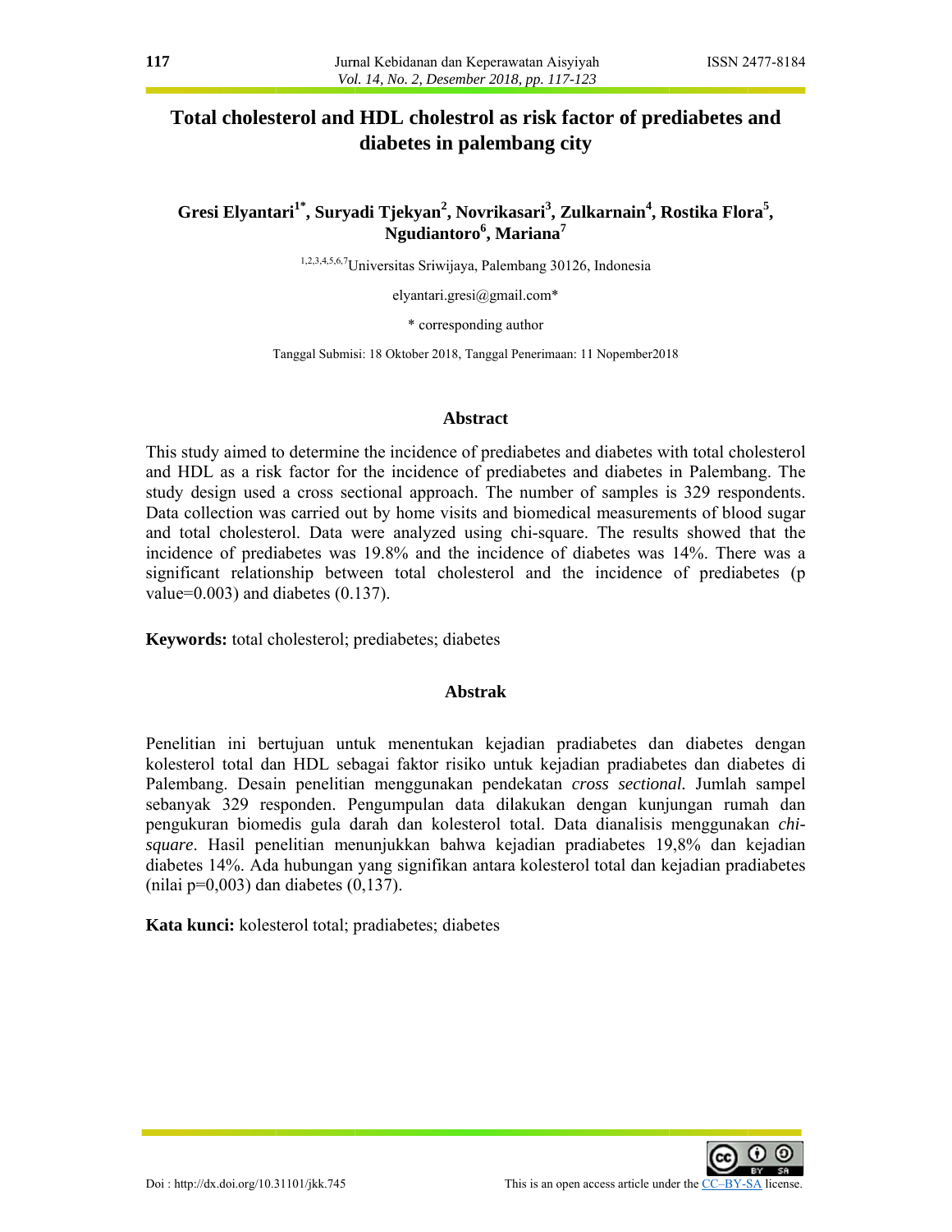# Total cholesterol and HDL cholestrol as risk factor of prediabetes and diabetes in palembang city

**Gresi Elyantari[1*], Suryadi Tjekyan[2], Novrikasari[3], Zulkarnain[4], Rostika Flora[5], Ngudiantoro[6], Mariana[7]**

[1,2,3,4,5,6,7]Universitas Sriwijaya, Palembang 30126, Indonesia

elyantari.gresi@gmail.com*

\* corresponding author

Tanggal Submisi: 18 Oktober 2018, Tanggal Penerimaan: 11 Nopember2018

## Abstract

This study aimed to determine the incidence of prediabetes and diabetes with total cholesterol and HDL as a risk factor for the incidence of prediabetes and diabetes in Palembang. The study design used a cross sectional approach. The number of samples is 329 respondents. Data collection was carried out by home visits and biomedical measurements of blood sugar and total cholesterol. Data were analyzed using chi-square. The results showed that the incidence of prediabetes was 19.8% and the incidence of diabetes was 14%. There was a significant relationship between total cholesterol and the incidence of prediabetes (p value=0.003) and diabetes (0.137).

**Keywords:** total cholesterol; prediabetes; diabetes

## Abstrak

Penelitian ini bertujuan untuk menentukan kejadian pradiabetes dan diabetes dengan kolesterol total dan HDL sebagai faktor risiko untuk kejadian pradiabetes dan diabetes di Palembang. Desain penelitian menggunakan pendekatan *cross sectional.* Jumlah sampel sebanyak 329 responden. Pengumpulan data dilakukan dengan kunjungan rumah dan pengukuran biomedis gula darah dan kolesterol total. Data dianalisis menggunakan *chi-square*. Hasil penelitian menunjukkan bahwa kejadian pradiabetes 19,8% dan kejadian diabetes 14%. Ada hubungan yang signifikan antara kolesterol total dan kejadian pradiabetes (nilai p=0,003) dan diabetes (0,137).

**Kata kunci:** kolesterol total; pradiabetes; diabetes

Doi : http://dx.doi.org/10.31101/jkk.745

This is an open access article under the CC–BY-SA license.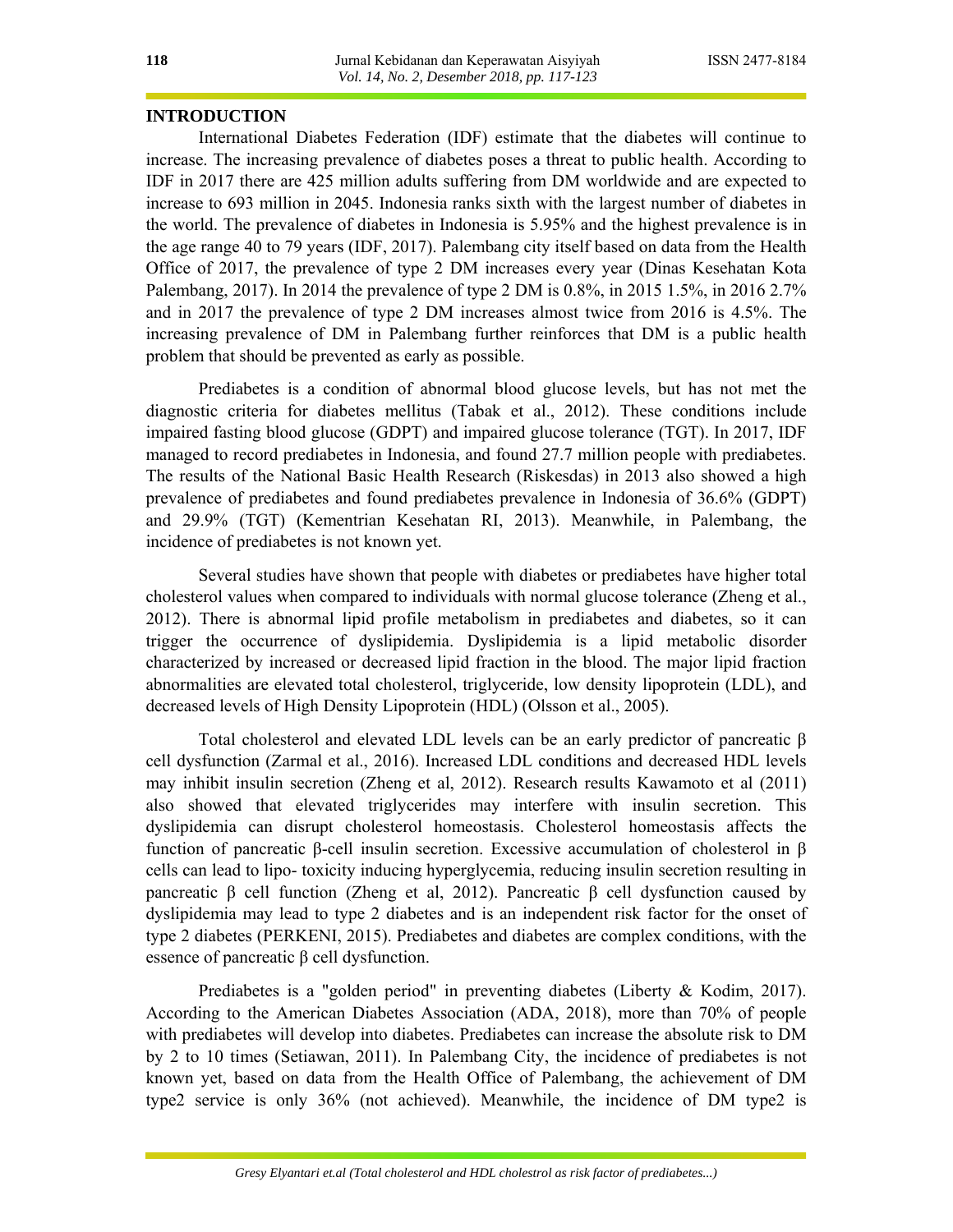## INTRODUCTION

International Diabetes Federation (IDF) estimate that the diabetes will continue to increase. The increasing prevalence of diabetes poses a threat to public health. According to IDF in 2017 there are 425 million adults suffering from DM worldwide and are expected to increase to 693 million in 2045. Indonesia ranks sixth with the largest number of diabetes in the world. The prevalence of diabetes in Indonesia is 5.95% and the highest prevalence is in the age range 40 to 79 years (IDF, 2017). Palembang city itself based on data from the Health Office of 2017, the prevalence of type 2 DM increases every year (Dinas Kesehatan Kota Palembang, 2017). In 2014 the prevalence of type 2 DM is 0.8%, in 2015 1.5%, in 2016 2.7% and in 2017 the prevalence of type 2 DM increases almost twice from 2016 is 4.5%. The increasing prevalence of DM in Palembang further reinforces that DM is a public health problem that should be prevented as early as possible.

Prediabetes is a condition of abnormal blood glucose levels, but has not met the diagnostic criteria for diabetes mellitus (Tabak et al., 2012). These conditions include impaired fasting blood glucose (GDPT) and impaired glucose tolerance (TGT). In 2017, IDF managed to record prediabetes in Indonesia, and found 27.7 million people with prediabetes. The results of the National Basic Health Research (Riskesdas) in 2013 also showed a high prevalence of prediabetes and found prediabetes prevalence in Indonesia of 36.6% (GDPT) and 29.9% (TGT) (Kementrian Kesehatan RI, 2013). Meanwhile, in Palembang, the incidence of prediabetes is not known yet.

Several studies have shown that people with diabetes or prediabetes have higher total cholesterol values when compared to individuals with normal glucose tolerance (Zheng et al., 2012). There is abnormal lipid profile metabolism in prediabetes and diabetes, so it can trigger the occurrence of dyslipidemia. Dyslipidemia is a lipid metabolic disorder characterized by increased or decreased lipid fraction in the blood. The major lipid fraction abnormalities are elevated total cholesterol, triglyceride, low density lipoprotein (LDL), and decreased levels of High Density Lipoprotein (HDL) (Olsson et al., 2005).

Total cholesterol and elevated LDL levels can be an early predictor of pancreatic β cell dysfunction (Zarmal et al., 2016). Increased LDL conditions and decreased HDL levels may inhibit insulin secretion (Zheng et al, 2012). Research results Kawamoto et al (2011) also showed that elevated triglycerides may interfere with insulin secretion. This dyslipidemia can disrupt cholesterol homeostasis. Cholesterol homeostasis affects the function of pancreatic β-cell insulin secretion. Excessive accumulation of cholesterol in β cells can lead to lipo- toxicity inducing hyperglycemia, reducing insulin secretion resulting in pancreatic β cell function (Zheng et al, 2012). Pancreatic β cell dysfunction caused by dyslipidemia may lead to type 2 diabetes and is an independent risk factor for the onset of type 2 diabetes (PERKENI, 2015). Prediabetes and diabetes are complex conditions, with the essence of pancreatic β cell dysfunction.

Prediabetes is a "golden period" in preventing diabetes (Liberty & Kodim, 2017). According to the American Diabetes Association (ADA, 2018), more than 70% of people with prediabetes will develop into diabetes. Prediabetes can increase the absolute risk to DM by 2 to 10 times (Setiawan, 2011). In Palembang City, the incidence of prediabetes is not known yet, based on data from the Health Office of Palembang, the achievement of DM type2 service is only 36% (not achieved). Meanwhile, the incidence of DM type2 is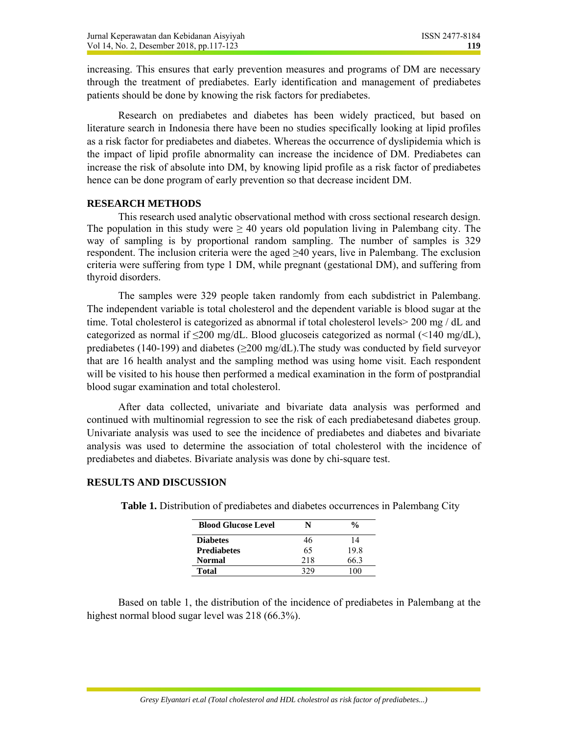increasing. This ensures that early prevention measures and programs of DM are necessary through the treatment of prediabetes. Early identification and management of prediabetes patients should be done by knowing the risk factors for prediabetes.

Research on prediabetes and diabetes has been widely practiced, but based on literature search in Indonesia there have been no studies specifically looking at lipid profiles as a risk factor for prediabetes and diabetes. Whereas the occurrence of dyslipidemia which is the impact of lipid profile abnormality can increase the incidence of DM. Prediabetes can increase the risk of absolute into DM, by knowing lipid profile as a risk factor of prediabetes hence can be done program of early prevention so that decrease incident DM.

## RESEARCH METHODS

This research used analytic observational method with cross sectional research design. The population in this study were ≥ 40 years old population living in Palembang city. The way of sampling is by proportional random sampling. The number of samples is 329 respondent. The inclusion criteria were the aged ≥40 years, live in Palembang. The exclusion criteria were suffering from type 1 DM, while pregnant (gestational DM), and suffering from thyroid disorders.

The samples were 329 people taken randomly from each subdistrict in Palembang. The independent variable is total cholesterol and the dependent variable is blood sugar at the time. Total cholesterol is categorized as abnormal if total cholesterol levels> 200 mg / dL and categorized as normal if ≤200 mg/dL. Blood glucoseis categorized as normal (<140 mg/dL), prediabetes (140-199) and diabetes (≥200 mg/dL).The study was conducted by field surveyor that are 16 health analyst and the sampling method was using home visit. Each respondent will be visited to his house then performed a medical examination in the form of postprandial blood sugar examination and total cholesterol.

After data collected, univariate and bivariate data analysis was performed and continued with multinomial regression to see the risk of each prediabetesand diabetes group. Univariate analysis was used to see the incidence of prediabetes and diabetes and bivariate analysis was used to determine the association of total cholesterol with the incidence of prediabetes and diabetes. Bivariate analysis was done by chi-square test.

## RESULTS AND DISCUSSION

**Table 1.** Distribution of prediabetes and diabetes occurrences in Palembang City

| Blood Glucose Level | N | % |
|---|---|---|
| **Diabetes** | 46 | 14 |
| **Prediabetes** | 65 | 19.8 |
| **Normal** | 218 | 66.3 |
| **Total** | 329 | 100 |

Based on table 1, the distribution of the incidence of prediabetes in Palembang at the highest normal blood sugar level was 218 (66.3%).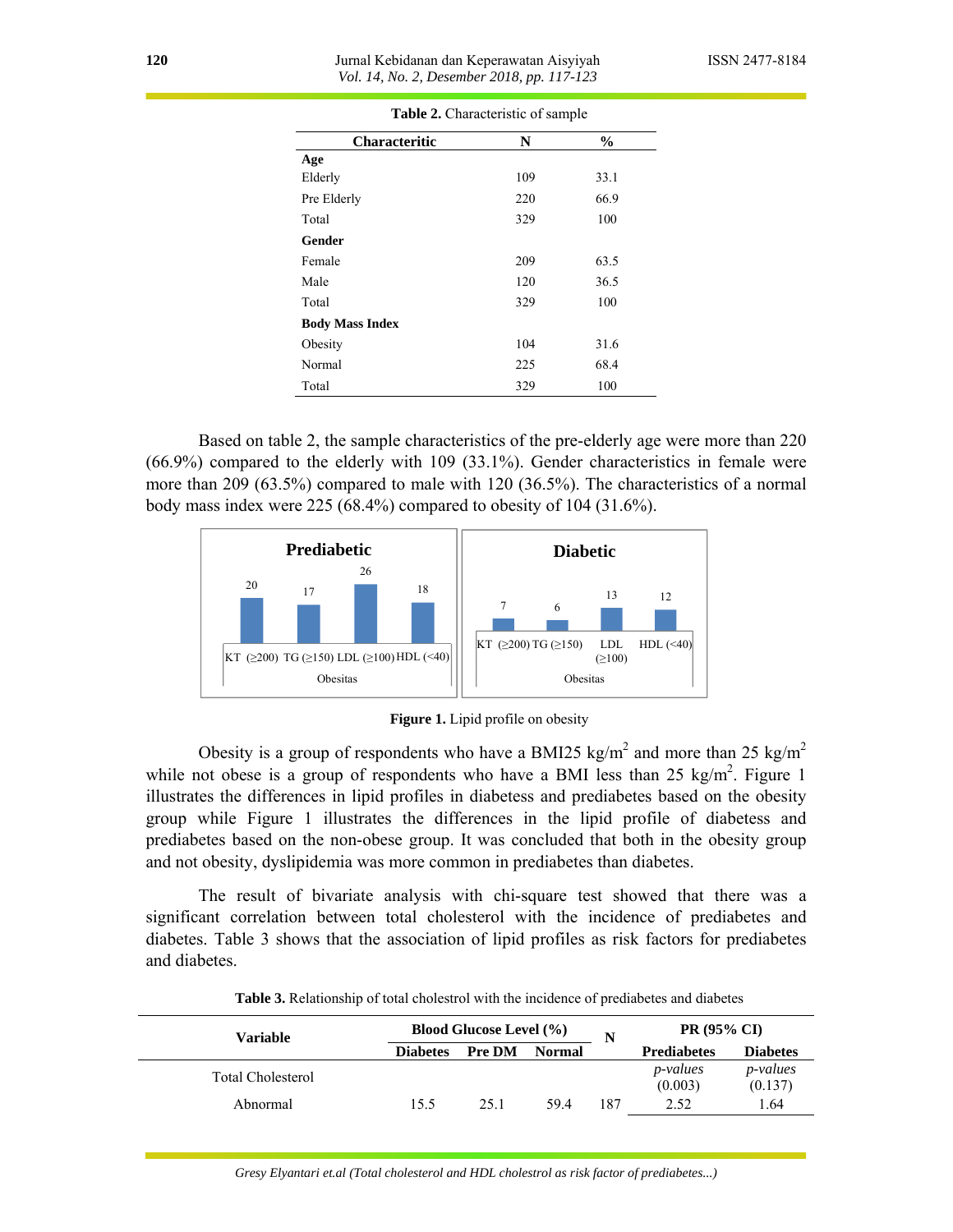**Table 2.** Characteristic of sample

| Characteritic | N | % |
|---|---|---|
| **Age** | | |
| Elderly | 109 | 33.1 |
| Pre Elderly | 220 | 66.9 |
| Total | 329 | 100 |
| **Gender** | | |
| Female | 209 | 63.5 |
| Male | 120 | 36.5 |
| Total | 329 | 100 |
| **Body Mass Index** | | |
| Obesity | 104 | 31.6 |
| Normal | 225 | 68.4 |
| Total | 329 | 100 |

Based on table 2, the sample characteristics of the pre-elderly age were more than 220 (66.9%) compared to the elderly with 109 (33.1%). Gender characteristics in female were more than 209 (63.5%) compared to male with 120 (36.5%). The characteristics of a normal body mass index were 225 (68.4%) compared to obesity of 104 (31.6%).

**Figure 1.** Lipid profile on obesity

Obesity is a group of respondents who have a BMI25 kg/m$^2$ and more than 25 kg/m$^2$ while not obese is a group of respondents who have a BMI less than 25 kg/m$^2$. Figure 1 illustrates the differences in lipid profiles in diabetess and prediabetes based on the obesity group while Figure 1 illustrates the differences in the lipid profile of diabetess and prediabetes based on the non-obese group. It was concluded that both in the obesity group and not obesity, dyslipidemia was more common in prediabetes than diabetes.

The result of bivariate analysis with chi-square test showed that there was a significant correlation between total cholesterol with the incidence of prediabetes and diabetes. Table 3 shows that the association of lipid profiles as risk factors for prediabetes and diabetes.

**Table 3.** Relationship of total cholestrol with the incidence of prediabetes and diabetes

| Variable | Blood Glucose Level (%) | | | N | PR (95% CI) | |
|---|---|---|---|---|---|---|
| | Diabetes | Pre DM | Normal | | Prediabetes | Diabetes |
| Total Cholesterol | | | | | *p-values* (0.003) | *p-values* (0.137) |
| Abnormal | 15.5 | 25.1 | 59.4 | 187 | 2.52 | 1.64 |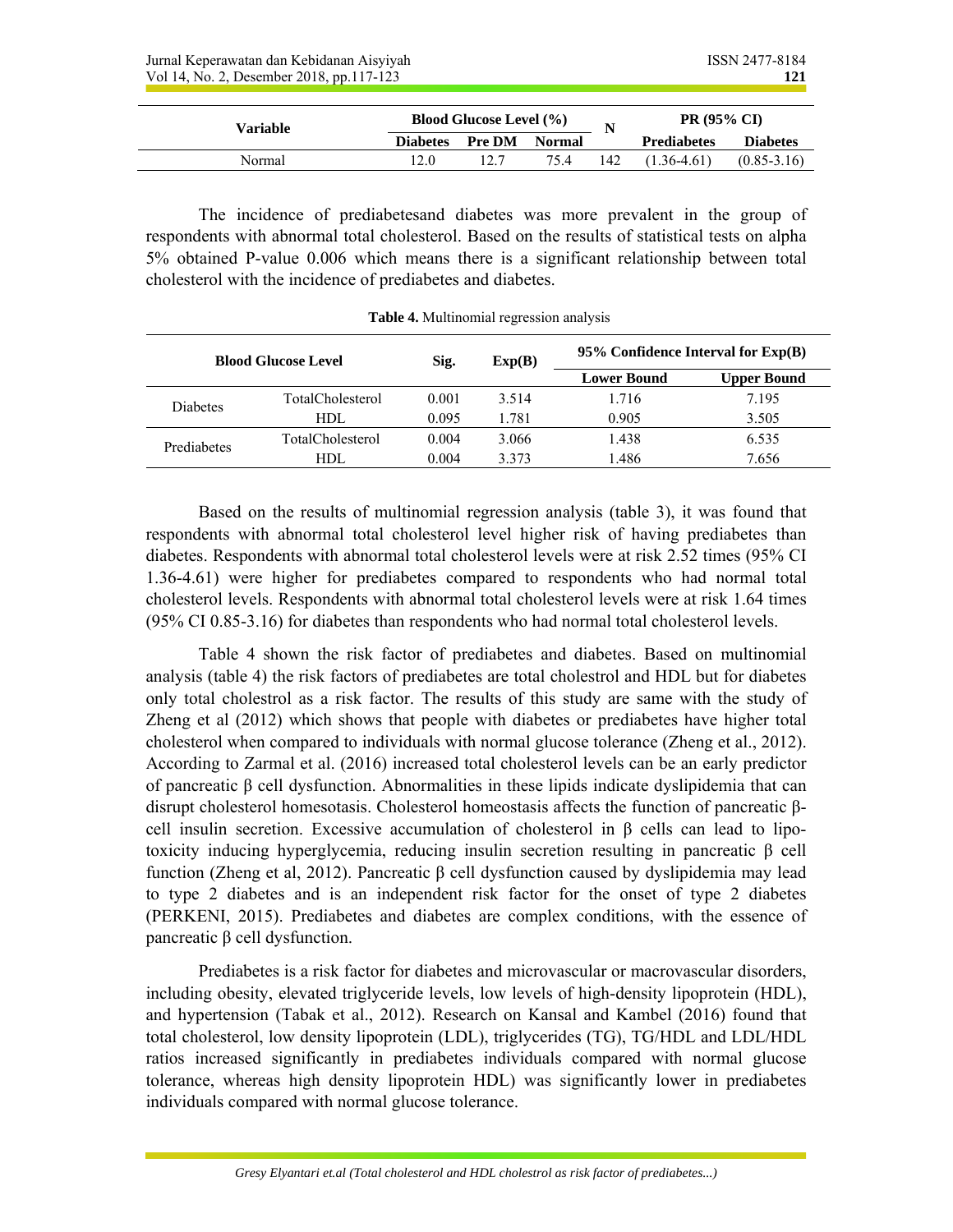| Variable | Blood Glucose Level (%) | | | N | PR (95% CI) | |
|---|---|---|---|---|---|---|
| | Diabetes | Pre DM | Normal | | Prediabetes | Diabetes |
| Normal | 12.0 | 12.7 | 75.4 | 142 | (1.36-4.61) | (0.85-3.16) |

The incidence of prediabetesand diabetes was more prevalent in the group of respondents with abnormal total cholesterol. Based on the results of statistical tests on alpha 5% obtained P-value 0.006 which means there is a significant relationship between total cholesterol with the incidence of prediabetes and diabetes.

**Table 4.** Multinomial regression analysis

| Blood Glucose Level | | Sig. | Exp(B) | 95% Confidence Interval for Exp(B) | |
|---|---|---|---|---|---|
| | | | | Lower Bound | Upper Bound |
| Diabetes | TotalCholesterol | 0.001 | 3.514 | 1.716 | 7.195 |
| | HDL | 0.095 | 1.781 | 0.905 | 3.505 |
| Prediabetes | TotalCholesterol | 0.004 | 3.066 | 1.438 | 6.535 |
| | HDL | 0.004 | 3.373 | 1.486 | 7.656 |

Based on the results of multinomial regression analysis (table 3), it was found that respondents with abnormal total cholesterol level higher risk of having prediabetes than diabetes. Respondents with abnormal total cholesterol levels were at risk 2.52 times (95% CI 1.36-4.61) were higher for prediabetes compared to respondents who had normal total cholesterol levels. Respondents with abnormal total cholesterol levels were at risk 1.64 times (95% CI 0.85-3.16) for diabetes than respondents who had normal total cholesterol levels.

Table 4 shown the risk factor of prediabetes and diabetes. Based on multinomial analysis (table 4) the risk factors of prediabetes are total cholestrol and HDL but for diabetes only total cholestrol as a risk factor. The results of this study are same with the study of Zheng et al (2012) which shows that people with diabetes or prediabetes have higher total cholesterol when compared to individuals with normal glucose tolerance (Zheng et al., 2012). According to Zarmal et al. (2016) increased total cholesterol levels can be an early predictor of pancreatic β cell dysfunction. Abnormalities in these lipids indicate dyslipidemia that can disrupt cholesterol homesotasis. Cholesterol homeostasis affects the function of pancreatic β-cell insulin secretion. Excessive accumulation of cholesterol in β cells can lead to lipo-toxicity inducing hyperglycemia, reducing insulin secretion resulting in pancreatic β cell function (Zheng et al, 2012). Pancreatic β cell dysfunction caused by dyslipidemia may lead to type 2 diabetes and is an independent risk factor for the onset of type 2 diabetes (PERKENI, 2015). Prediabetes and diabetes are complex conditions, with the essence of pancreatic β cell dysfunction.

Prediabetes is a risk factor for diabetes and microvascular or macrovascular disorders, including obesity, elevated triglyceride levels, low levels of high-density lipoprotein (HDL), and hypertension (Tabak et al., 2012). Research on Kansal and Kambel (2016) found that total cholesterol, low density lipoprotein (LDL), triglycerides (TG), TG/HDL and LDL/HDL ratios increased significantly in prediabetes individuals compared with normal glucose tolerance, whereas high density lipoprotein HDL) was significantly lower in prediabetes individuals compared with normal glucose tolerance.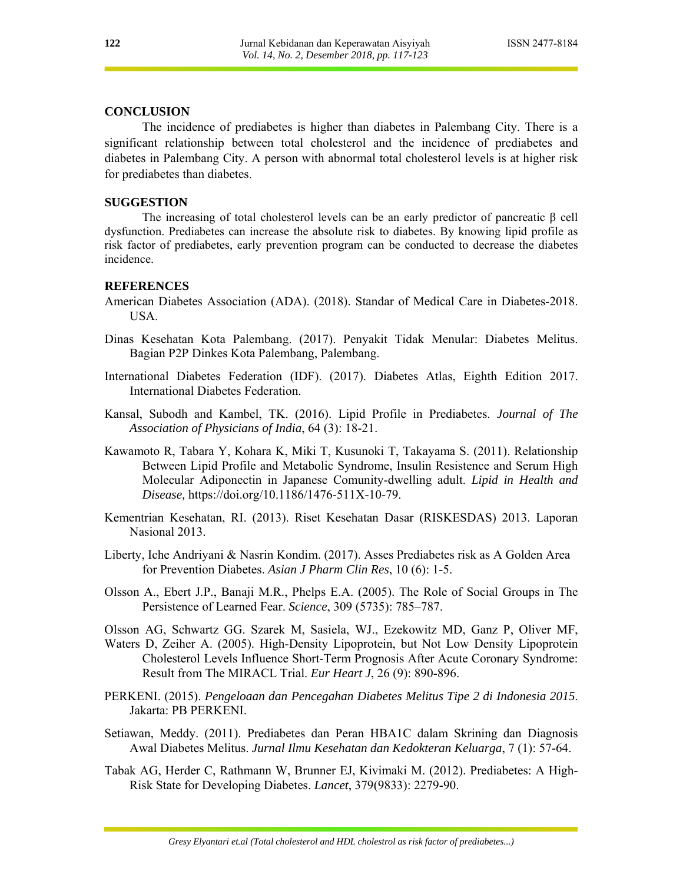## CONCLUSION

The incidence of prediabetes is higher than diabetes in Palembang City. There is a significant relationship between total cholesterol and the incidence of prediabetes and diabetes in Palembang City. A person with abnormal total cholesterol levels is at higher risk for prediabetes than diabetes.

## SUGGESTION

The increasing of total cholesterol levels can be an early predictor of pancreatic β cell dysfunction. Prediabetes can increase the absolute risk to diabetes. By knowing lipid profile as risk factor of prediabetes, early prevention program can be conducted to decrease the diabetes incidence.

## REFERENCES

American Diabetes Association (ADA). (2018). Standar of Medical Care in Diabetes-2018. USA.

Dinas Kesehatan Kota Palembang. (2017). Penyakit Tidak Menular: Diabetes Melitus. Bagian P2P Dinkes Kota Palembang, Palembang.

International Diabetes Federation (IDF). (2017). Diabetes Atlas, Eighth Edition 2017. International Diabetes Federation.

Kansal, Subodh and Kambel, TK. (2016). Lipid Profile in Prediabetes. *Journal of The Association of Physicians of India*, 64 (3): 18-21.

Kawamoto R, Tabara Y, Kohara K, Miki T, Kusunoki T, Takayama S. (2011). Relationship Between Lipid Profile and Metabolic Syndrome, Insulin Resistence and Serum High Molecular Adiponectin in Japanese Comunity-dwelling adult. *Lipid in Health and Disease,* https://doi.org/10.1186/1476-511X-10-79.

Kementrian Kesehatan, RI. (2013). Riset Kesehatan Dasar (RISKESDAS) 2013. Laporan Nasional 2013.

Liberty, Iche Andriyani & Nasrin Kondim. (2017). Asses Prediabetes risk as A Golden Area for Prevention Diabetes. *Asian J Pharm Clin Res*, 10 (6): 1-5.

Olsson A., Ebert J.P., Banaji M.R., Phelps E.A. (2005). The Role of Social Groups in The Persistence of Learned Fear. *Science*, 309 (5735): 785–787.

Olsson AG, Schwartz GG. Szarek M, Sasiela, WJ., Ezekowitz MD, Ganz P, Oliver MF, Waters D, Zeiher A. (2005). High-Density Lipoprotein, but Not Low Density Lipoprotein Cholesterol Levels Influence Short-Term Prognosis After Acute Coronary Syndrome: Result from The MIRACL Trial. *Eur Heart J*, 26 (9): 890-896.

PERKENI. (2015). *Pengeloaan dan Pencegahan Diabetes Melitus Tipe 2 di Indonesia 2015*. Jakarta: PB PERKENI.

Setiawan, Meddy. (2011). Prediabetes dan Peran HBA1C dalam Skrining dan Diagnosis Awal Diabetes Melitus. *Jurnal Ilmu Kesehatan dan Kedokteran Keluarga*, 7 (1): 57-64.

Tabak AG, Herder C, Rathmann W, Brunner EJ, Kivimaki M. (2012). Prediabetes: A High-Risk State for Developing Diabetes. *Lancet*, 379(9833): 2279-90.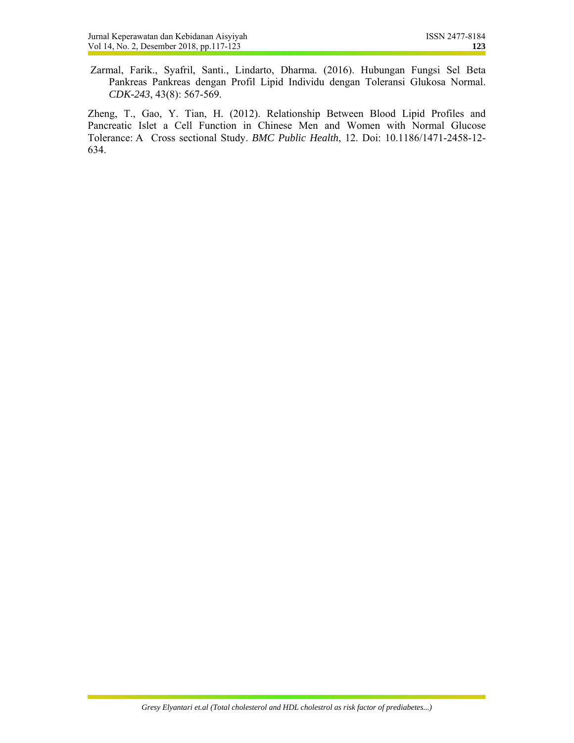Zarmal, Farik., Syafril, Santi., Lindarto, Dharma. (2016). Hubungan Fungsi Sel Beta Pankreas Pankreas dengan Profil Lipid Individu dengan Toleransi Glukosa Normal. *CDK-243*, 43(8): 567-569.

Zheng, T., Gao, Y. Tian, H. (2012). Relationship Between Blood Lipid Profiles and Pancreatic Islet a Cell Function in Chinese Men and Women with Normal Glucose Tolerance: A Cross sectional Study. *BMC Public Health*, 12. Doi: 10.1186/1471-2458-12-634.